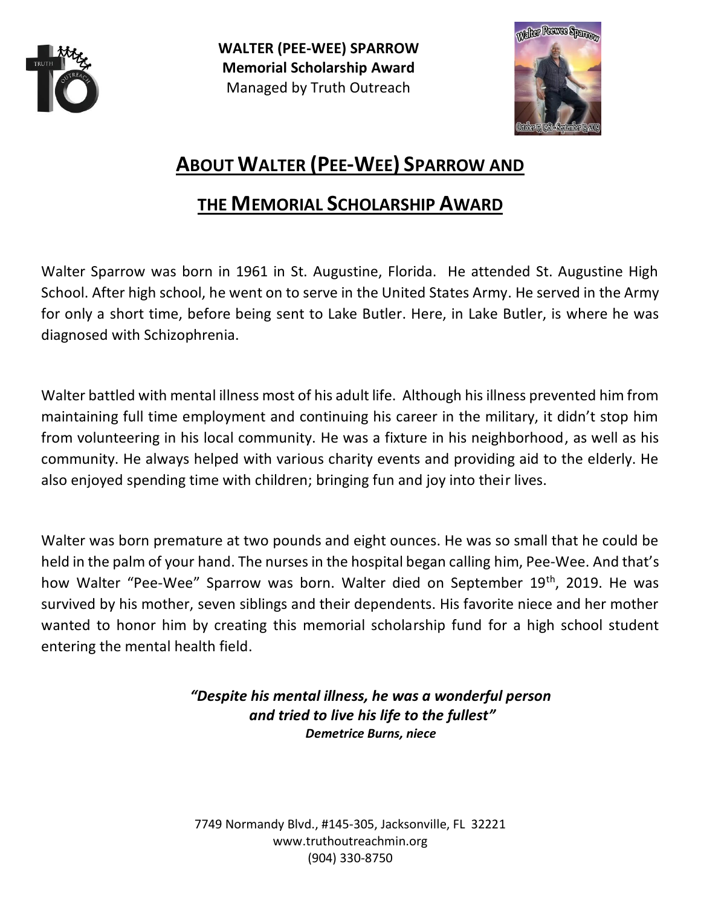**WALTER (PEE-WEE) SPARROW**
**Memorial Scholarship Award**
Managed by Truth Outreach

# ABOUT WALTER (PEE-WEE) SPARROW AND THE MEMORIAL SCHOLARSHIP AWARD

Walter Sparrow was born in 1961 in St. Augustine, Florida. He attended St. Augustine High School. After high school, he went on to serve in the United States Army. He served in the Army for only a short time, before being sent to Lake Butler. Here, in Lake Butler, is where he was diagnosed with Schizophrenia.

Walter battled with mental illness most of his adult life. Although his illness prevented him from maintaining full time employment and continuing his career in the military, it didn't stop him from volunteering in his local community. He was a fixture in his neighborhood, as well as his community. He always helped with various charity events and providing aid to the elderly. He also enjoyed spending time with children; bringing fun and joy into their lives.

Walter was born premature at two pounds and eight ounces. He was so small that he could be held in the palm of your hand. The nurses in the hospital began calling him, Pee-Wee. And that's how Walter "Pee-Wee" Sparrow was born. Walter died on September 19th, 2019. He was survived by his mother, seven siblings and their dependents. His favorite niece and her mother wanted to honor him by creating this memorial scholarship fund for a high school student entering the mental health field.

> ***"Despite his mental illness, he was a wonderful person and tried to live his life to the fullest"***
> ***Demetrice Burns, niece***

7749 Normandy Blvd., #145-305, Jacksonville, FL 32221
www.truthoutreachmin.org
(904) 330-8750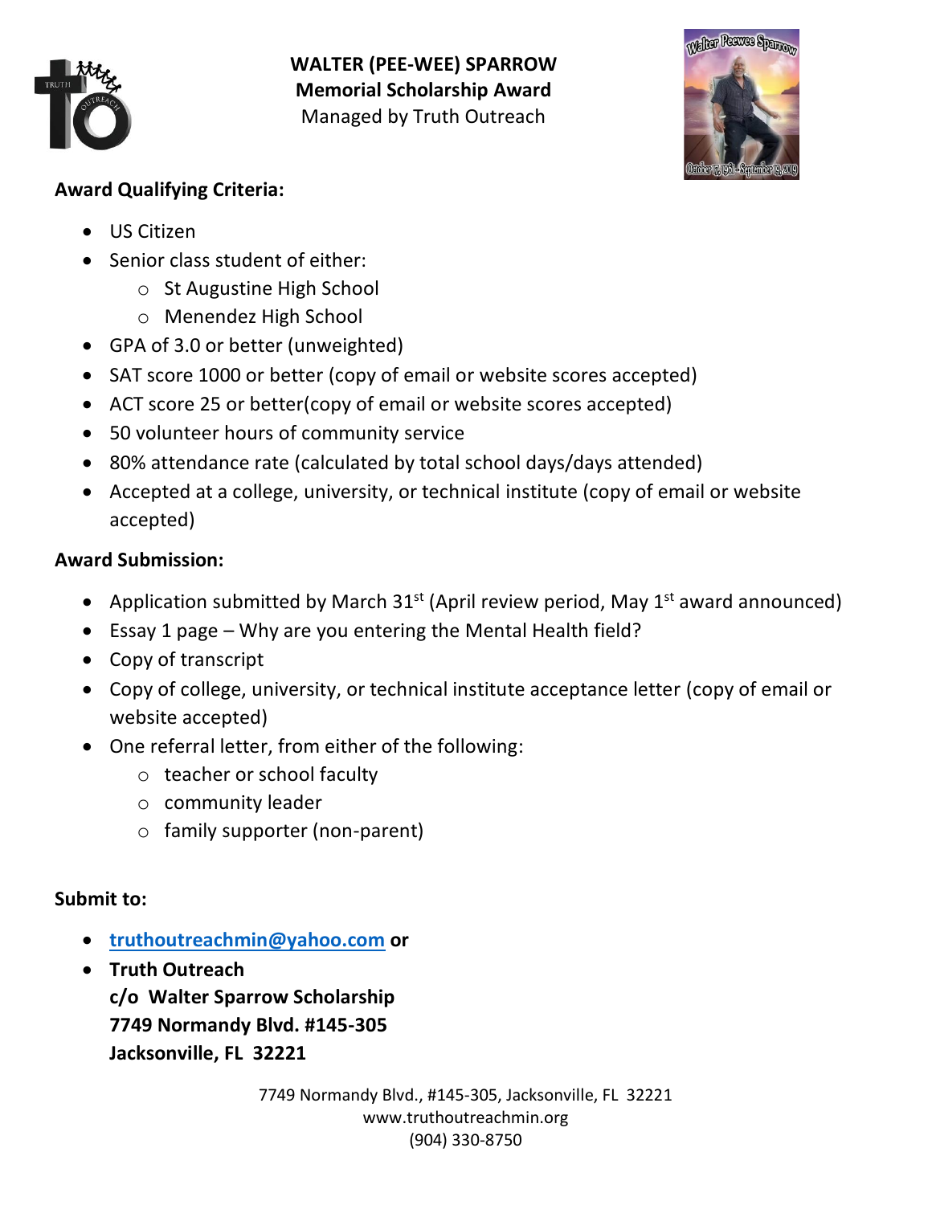# WALTER (PEE-WEE) SPARROW
## Memorial Scholarship Award
Managed by Truth Outreach

**Award Qualifying Criteria:**

- US Citizen
- Senior class student of either:
  - St Augustine High School
  - Menendez High School
- GPA of 3.0 or better (unweighted)
- SAT score 1000 or better (copy of email or website scores accepted)
- ACT score 25 or better(copy of email or website scores accepted)
- 50 volunteer hours of community service
- 80% attendance rate (calculated by total school days/days attended)
- Accepted at a college, university, or technical institute (copy of email or website accepted)

**Award Submission:**

- Application submitted by March 31st (April review period, May 1st award announced)
- Essay 1 page – Why are you entering the Mental Health field?
- Copy of transcript
- Copy of college, university, or technical institute acceptance letter (copy of email or website accepted)
- One referral letter, from either of the following:
  - teacher or school faculty
  - community leader
  - family supporter (non-parent)

**Submit to:**

- **truthoutreachmin@yahoo.com or**
- **Truth Outreach**
  **c/o Walter Sparrow Scholarship**
  **7749 Normandy Blvd. #145-305**
  **Jacksonville, FL 32221**

7749 Normandy Blvd., #145-305, Jacksonville, FL 32221
www.truthoutreachmin.org
(904) 330-8750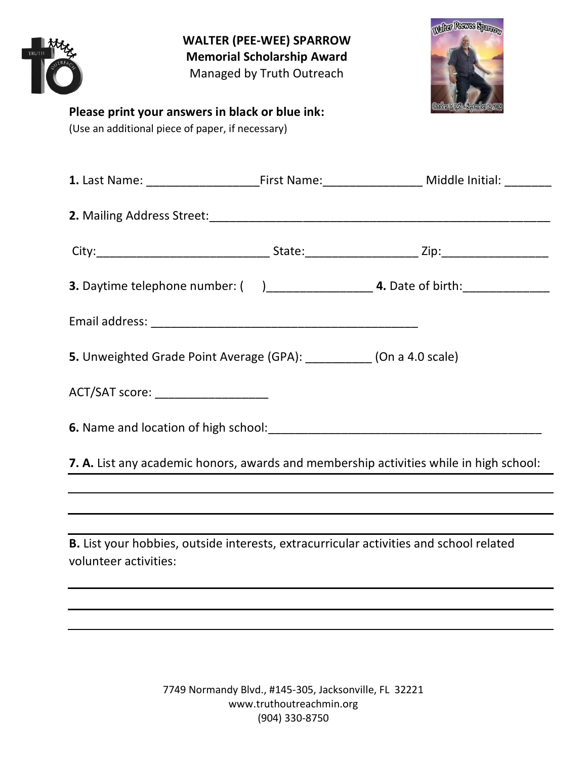# WALTER (PEE-WEE) SPARROW
## Memorial Scholarship Award
Managed by Truth Outreach

**Please print your answers in black or blue ink:**
(Use an additional piece of paper, if necessary)

**1.** Last Name: _________________ First Name: _______________ Middle Initial: _______

**2.** Mailing Address Street: ____________________________________________________

City: __________________________ State: _________________ Zip: ________________

**3.** Daytime telephone number: (     ) ________________ **4.** Date of birth: _____________

Email address: __________________________________________

**5.** Unweighted Grade Point Average (GPA): __________ (On a 4.0 scale)

ACT/SAT score: _________________

**6.** Name and location of high school: __________________________________________

**7. A.** List any academic honors, awards and membership activities while in high school:

_______________________________________________________________________________

_______________________________________________________________________________

_______________________________________________________________________________

**B.** List your hobbies, outside interests, extracurricular activities and school related volunteer activities:

_______________________________________________________________________________

_______________________________________________________________________________

_______________________________________________________________________________

7749 Normandy Blvd., #145-305, Jacksonville, FL 32221
www.truthoutreachmin.org
(904) 330-8750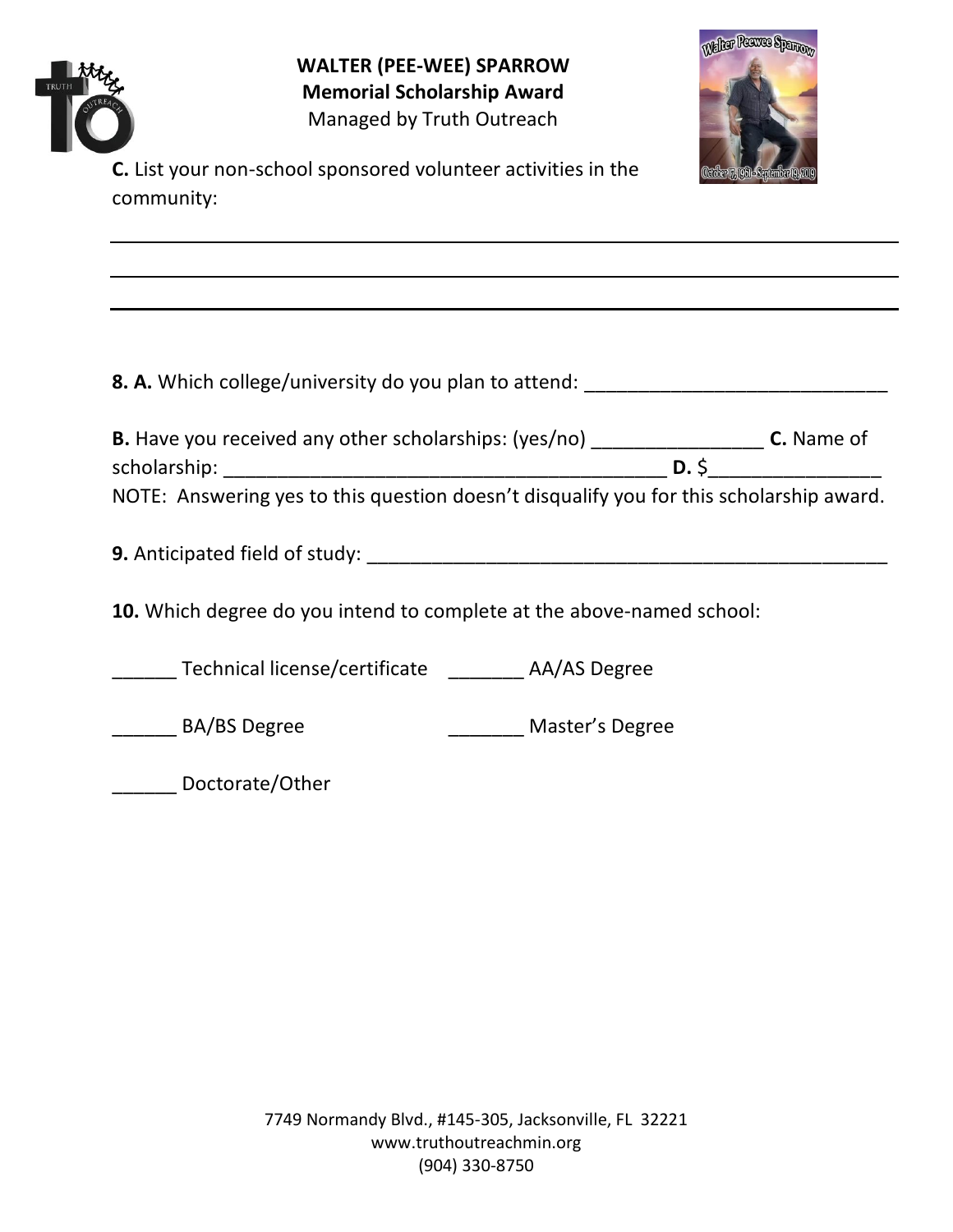**WALTER (PEE-WEE) SPARROW**
**Memorial Scholarship Award**
Managed by Truth Outreach

**C.** List your non-school sponsored volunteer activities in the community:

______________________________________________________________________________

______________________________________________________________________________

______________________________________________________________________________

**8. A.** Which college/university do you plan to attend: _____________________________

**B.** Have you received any other scholarships: (yes/no) ________________ **C.** Name of scholarship: ___________________________________________ **D.** $________________

NOTE: Answering yes to this question doesn't disqualify you for this scholarship award.

**9.** Anticipated field of study: ___________________________________________________

**10.** Which degree do you intend to complete at the above-named school:

______ Technical license/certificate  _______ AA/AS Degree

______ BA/BS Degree  _______ Master's Degree

______ Doctorate/Other

7749 Normandy Blvd., #145-305, Jacksonville, FL 32221
www.truthoutreachmin.org
(904) 330-8750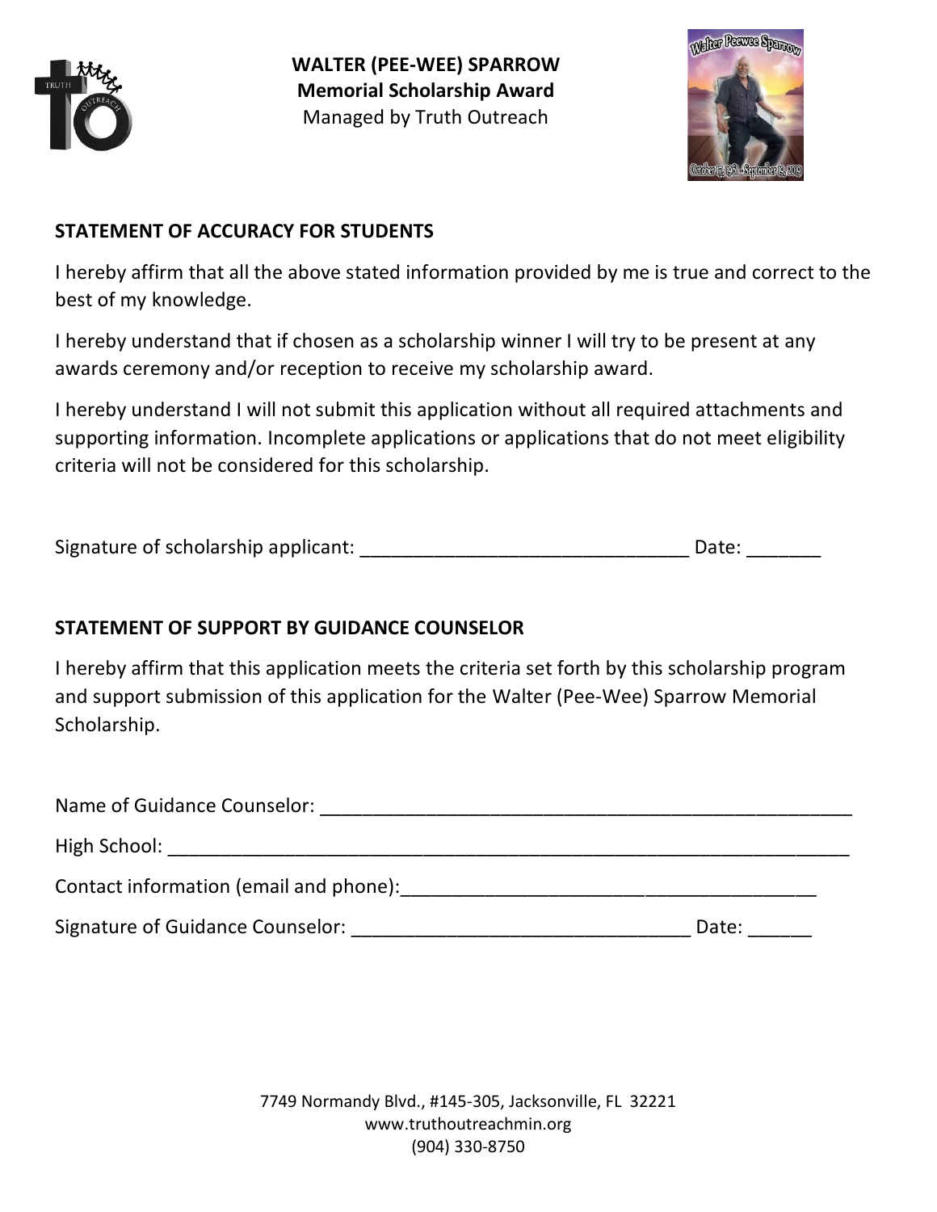**WALTER (PEE-WEE) SPARROW**
**Memorial Scholarship Award**
Managed by Truth Outreach

## STATEMENT OF ACCURACY FOR STUDENTS

I hereby affirm that all the above stated information provided by me is true and correct to the best of my knowledge.

I hereby understand that if chosen as a scholarship winner I will try to be present at any awards ceremony and/or reception to receive my scholarship award.

I hereby understand I will not submit this application without all required attachments and supporting information. Incomplete applications or applications that do not meet eligibility criteria will not be considered for this scholarship.

Signature of scholarship applicant: _______________________________ Date: _______

## STATEMENT OF SUPPORT BY GUIDANCE COUNSELOR

I hereby affirm that this application meets the criteria set forth by this scholarship program and support submission of this application for the Walter (Pee-Wee) Sparrow Memorial Scholarship.

Name of Guidance Counselor: __________________________________________________

High School: ________________________________________________________________

Contact information (email and phone):_______________________________________

Signature of Guidance Counselor: ________________________________ Date: ______

7749 Normandy Blvd., #145-305, Jacksonville, FL 32221
www.truthoutreachmin.org
(904) 330-8750